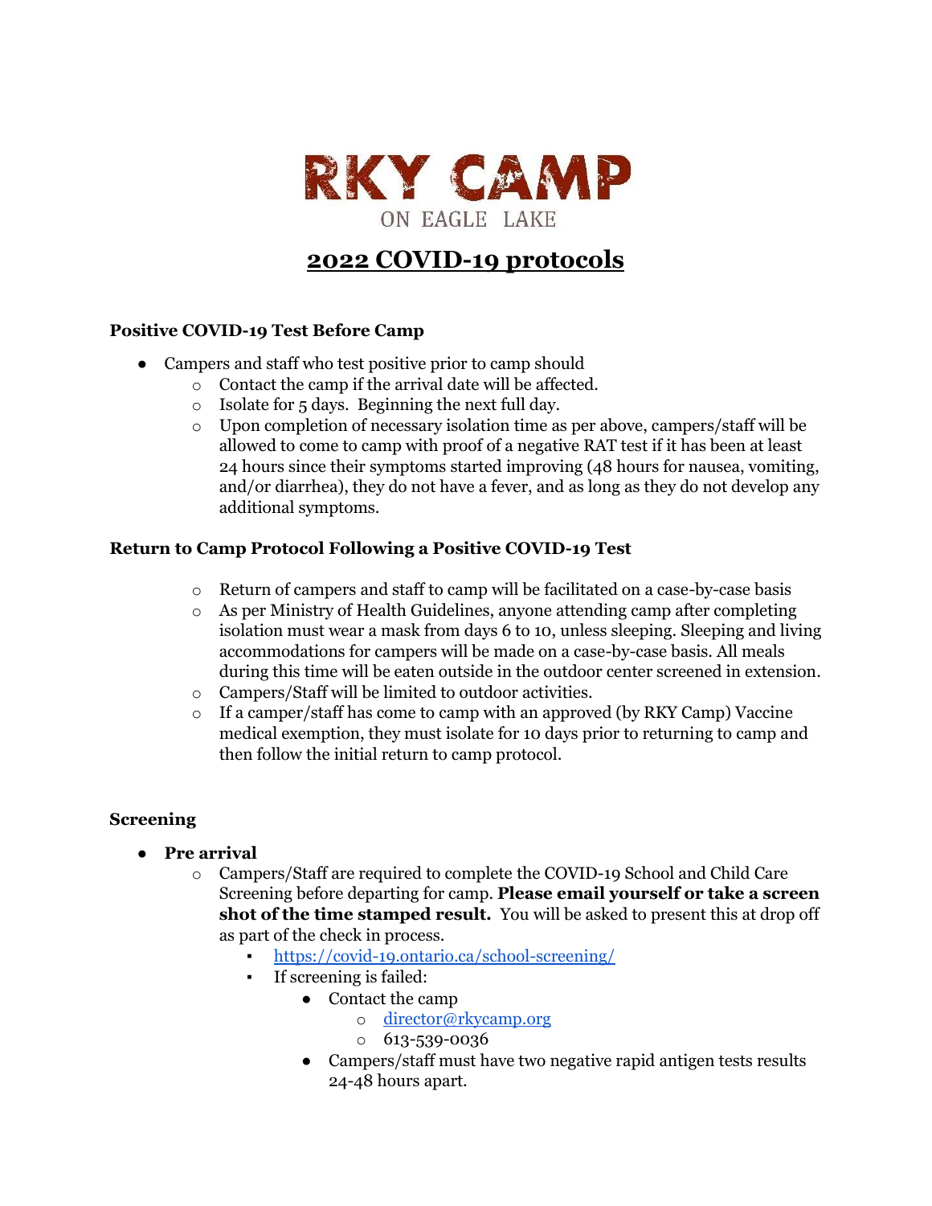# RKY CAMP

ON EAGLE LAKE

## 2022 COVID-19 protocols

### Positive COVID-19 Test Before Camp

- Campers and staff who test positive prior to camp should
  - Contact the camp if the arrival date will be affected.
  - Isolate for 5 days. Beginning the next full day.
  - Upon completion of necessary isolation time as per above, campers/staff will be allowed to come to camp with proof of a negative RAT test if it has been at least 24 hours since their symptoms started improving (48 hours for nausea, vomiting, and/or diarrhea), they do not have a fever, and as long as they do not develop any additional symptoms.

### Return to Camp Protocol Following a Positive COVID-19 Test

- Return of campers and staff to camp will be facilitated on a case-by-case basis
- As per Ministry of Health Guidelines, anyone attending camp after completing isolation must wear a mask from days 6 to 10, unless sleeping. Sleeping and living accommodations for campers will be made on a case-by-case basis. All meals during this time will be eaten outside in the outdoor center screened in extension.
- Campers/Staff will be limited to outdoor activities.
- If a camper/staff has come to camp with an approved (by RKY Camp) Vaccine medical exemption, they must isolate for 10 days prior to returning to camp and then follow the initial return to camp protocol.

### Screening

- **Pre arrival**
  - Campers/Staff are required to complete the COVID-19 School and Child Care Screening before departing for camp. **Please email yourself or take a screen shot of the time stamped result.** You will be asked to present this at drop off as part of the check in process.
    - https://covid-19.ontario.ca/school-screening/
    - If screening is failed:
      - Contact the camp
        - director@rkycamp.org
        - 613-539-0036
      - Campers/staff must have two negative rapid antigen tests results 24-48 hours apart.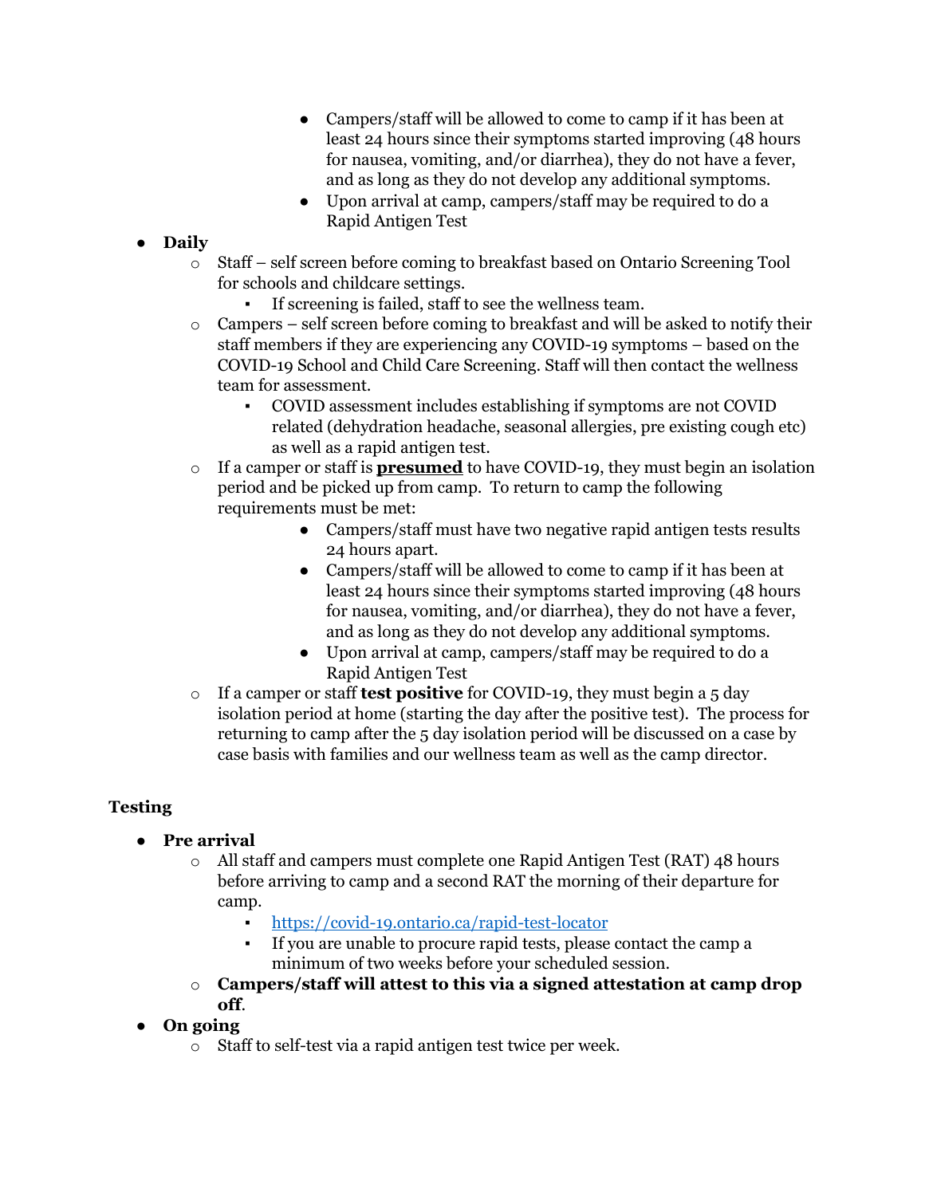- Campers/staff will be allowed to come to camp if it has been at least 24 hours since their symptoms started improving (48 hours for nausea, vomiting, and/or diarrhea), they do not have a fever, and as long as they do not develop any additional symptoms.
        - Upon arrival at camp, campers/staff may be required to do a Rapid Antigen Test

- **Daily**
    - Staff – self screen before coming to breakfast based on Ontario Screening Tool for schools and childcare settings.
        - If screening is failed, staff to see the wellness team.
    - Campers – self screen before coming to breakfast and will be asked to notify their staff members if they are experiencing any COVID-19 symptoms – based on the COVID-19 School and Child Care Screening. Staff will then contact the wellness team for assessment.
        - COVID assessment includes establishing if symptoms are not COVID related (dehydration headache, seasonal allergies, pre existing cough etc) as well as a rapid antigen test.
    - If a camper or staff is <u>**presumed**</u> to have COVID-19, they must begin an isolation period and be picked up from camp. To return to camp the following requirements must be met:
        - Campers/staff must have two negative rapid antigen tests results 24 hours apart.
        - Campers/staff will be allowed to come to camp if it has been at least 24 hours since their symptoms started improving (48 hours for nausea, vomiting, and/or diarrhea), they do not have a fever, and as long as they do not develop any additional symptoms.
        - Upon arrival at camp, campers/staff may be required to do a Rapid Antigen Test
    - If a camper or staff **test positive** for COVID-19, they must begin a 5 day isolation period at home (starting the day after the positive test). The process for returning to camp after the 5 day isolation period will be discussed on a case by case basis with families and our wellness team as well as the camp director.

**Testing**

- **Pre arrival**
    - All staff and campers must complete one Rapid Antigen Test (RAT) 48 hours before arriving to camp and a second RAT the morning of their departure for camp.
        - https://covid-19.ontario.ca/rapid-test-locator
        - If you are unable to procure rapid tests, please contact the camp a minimum of two weeks before your scheduled session.
    - **Campers/staff will attest to this via a signed attestation at camp drop off**.
- **On going**
    - Staff to self-test via a rapid antigen test twice per week.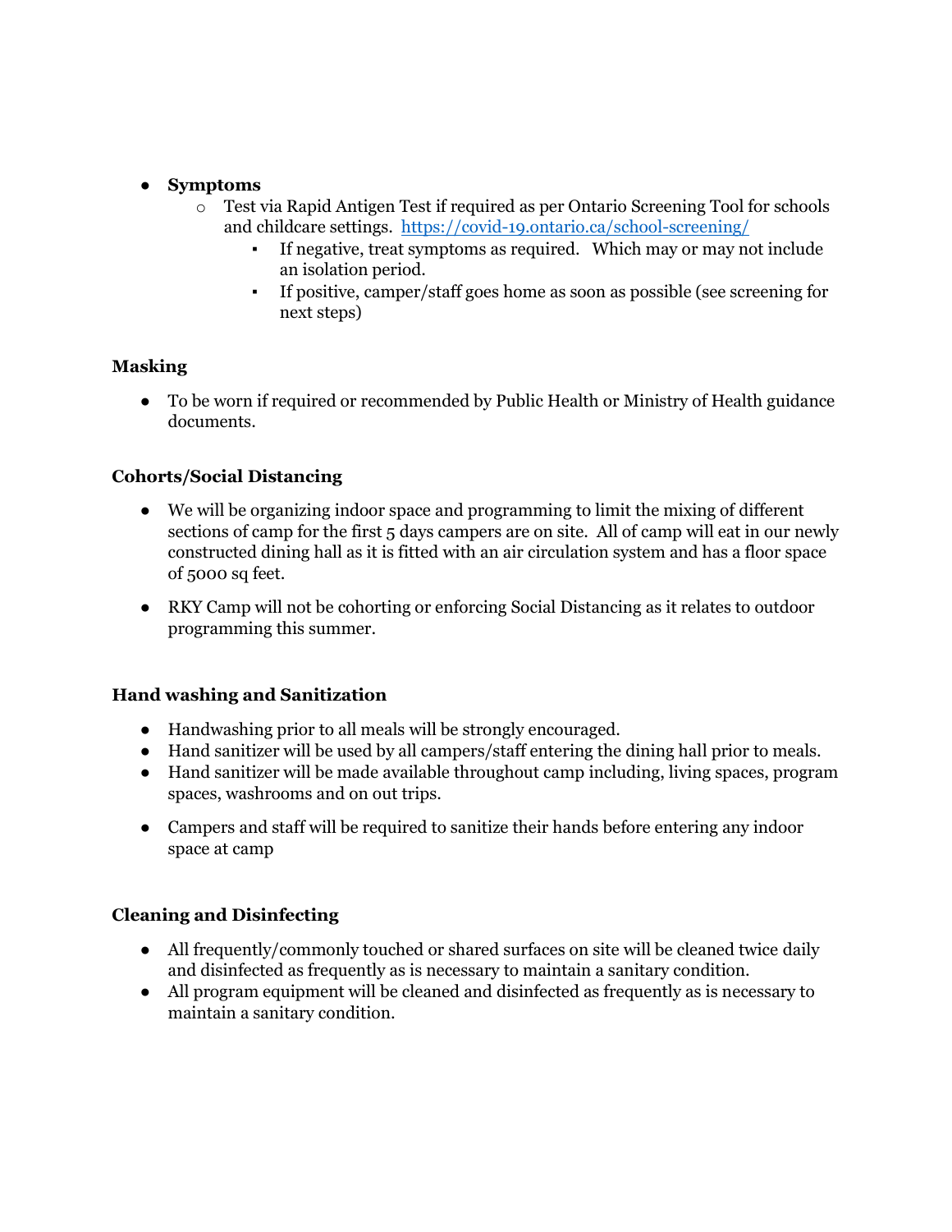- **Symptoms**
  - Test via Rapid Antigen Test if required as per Ontario Screening Tool for schools and childcare settings. [https://covid-19.ontario.ca/school-screening/](https://covid-19.ontario.ca/school-screening/)
    - If negative, treat symptoms as required. Which may or may not include an isolation period.
    - If positive, camper/staff goes home as soon as possible (see screening for next steps)

**Masking**

- To be worn if required or recommended by Public Health or Ministry of Health guidance documents.

**Cohorts/Social Distancing**

- We will be organizing indoor space and programming to limit the mixing of different sections of camp for the first 5 days campers are on site. All of camp will eat in our newly constructed dining hall as it is fitted with an air circulation system and has a floor space of 5000 sq feet.

- RKY Camp will not be cohorting or enforcing Social Distancing as it relates to outdoor programming this summer.

**Hand washing and Sanitization**

- Handwashing prior to all meals will be strongly encouraged.
- Hand sanitizer will be used by all campers/staff entering the dining hall prior to meals.
- Hand sanitizer will be made available throughout camp including, living spaces, program spaces, washrooms and on out trips.

- Campers and staff will be required to sanitize their hands before entering any indoor space at camp

**Cleaning and Disinfecting**

- All frequently/commonly touched or shared surfaces on site will be cleaned twice daily and disinfected as frequently as is necessary to maintain a sanitary condition.
- All program equipment will be cleaned and disinfected as frequently as is necessary to maintain a sanitary condition.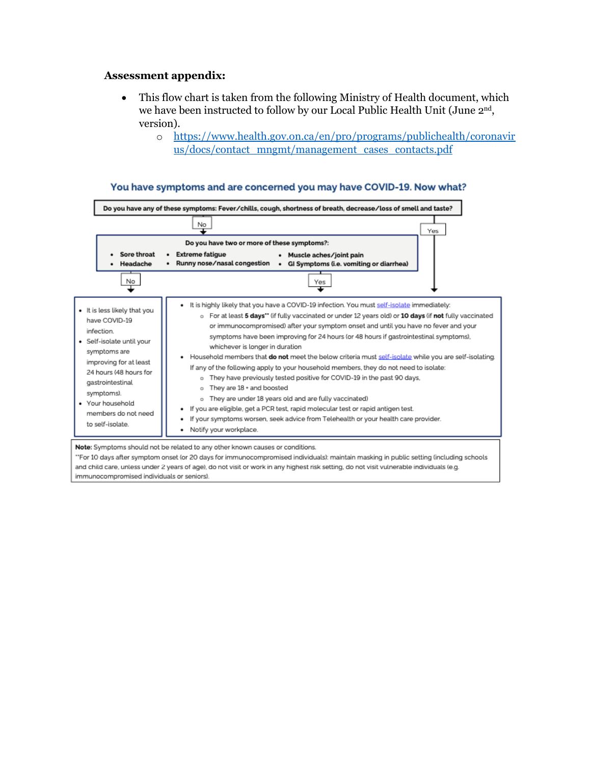**Assessment appendix:**

- This flow chart is taken from the following Ministry of Health document, which we have been instructed to follow by our Local Public Health Unit (June 2nd, version).
  - https://www.health.gov.on.ca/en/pro/programs/publichealth/coronavirus/docs/contact_mngmt/management_cases_contacts.pdf

**You have symptoms and are concerned you may have COVID-19. Now what?**

**Do you have any of these symptoms: Fever/chills, cough, shortness of breath, decrease/loss of smell and taste?**

No

Yes

**Do you have two or more of these symptoms?:**

- **Sore throat**
- **Headache**
- **Extreme fatigue**
- **Runny nose/nasal congestion**
- **Muscle aches/joint pain**
- **GI Symptoms (i.e. vomiting or diarrhea)**

No

Yes

- It is less likely that you have COVID-19 infection.
- Self-isolate until your symptoms are improving for at least 24 hours (48 hours for gastrointestinal symptoms).
- Your household members do not need to self-isolate.

- It is highly likely that you have a COVID-19 infection. You must self-isolate immediately:
  - For at least **5 days**** (if fully vaccinated or under 12 years old) or **10 days** (if **not** fully vaccinated or immunocompromised) after your symptom onset and until you have no fever and your symptoms have been improving for 24 hours (or 48 hours if gastrointestinal symptoms), whichever is longer in duration
- Household members that **do not** meet the below criteria must self-isolate while you are self-isolating. If any of the following apply to your household members, they do not need to isolate:
  - They have previously tested positive for COVID-19 in the past 90 days,
  - They are 18 + and boosted
  - They are under 18 years old and are fully vaccinated)
- If you are eligible, get a PCR test, rapid molecular test or rapid antigen test.
- If your symptoms worsen, seek advice from Telehealth or your health care provider.
- Notify your workplace.

**Note:** Symptoms should not be related to any other known causes or conditions.
**For 10 days after symptom onset (or 20 days for immunocompromised individuals): maintain masking in public setting (including schools and child care, unless under 2 years of age), do not visit or work in any highest risk setting, do not visit vulnerable individuals (e.g. immunocompromised individuals or seniors).